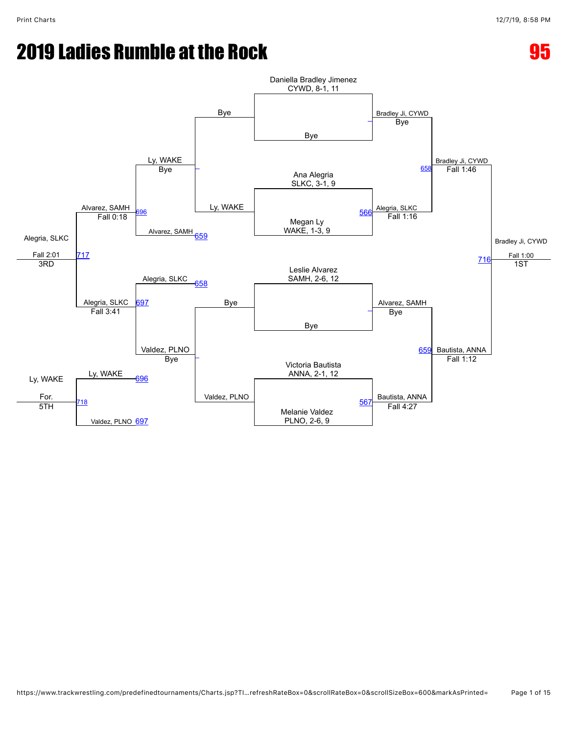# 2019 Ladies Rumble at the Rock

**95**

## Championship Bracket

**Seeded wrestlers:**
- Daniella Bradley Jimenez, CYWD, 8-1, 11
- Ana Alegria, SLKC, 3-1, 9
- Megan Ly, WAKE, 1-3, 9
- Leslie Alvarez, SAMH, 2-6, 12
- Victoria Bautista, ANNA, 2-1, 12
- Melanie Valdez, PLNO, 2-6, 9

**First round:**
- Daniella Bradley Jimenez vs Bye — Bradley Ji, CYWD (Bye)
- Ana Alegria vs Megan Ly (566) — Alegria, SLKC (Fall 1:16)
- Leslie Alvarez vs Bye — Alvarez, SAMH (Bye)
- Victoria Bautista vs Melanie Valdez (567) — Bautista, ANNA (Fall 4:27)

**Semifinals:**
- Bradley Ji, CYWD vs Alegria, SLKC (658) — Bradley Ji, CYWD (Fall 1:46)
- Alvarez, SAMH vs Bautista, ANNA (659) — Bautista, ANNA (Fall 1:12)

**Final (716):**
- Bradley Ji, CYWD — Fall 1:00 — 1ST

## Consolation Bracket

- Bye vs Ly, WAKE — Ly, WAKE (Bye)
- Bye vs Valdez, PLNO — Valdez, PLNO (Bye)
- Ly, WAKE vs Alvarez, SAMH (659) (696) — Alvarez, SAMH (Fall 0:18)
- Alegria, SLKC (658) vs Valdez, PLNO (697) — Alegria, SLKC (Fall 3:41)

**3rd place (717):**
- Alvarez, SAMH vs Alegria, SLKC — Alegria, SLKC (Fall 2:01) — 3RD

**5th place (718):**
- Ly, WAKE (696) vs Valdez, PLNO (697) — Ly, WAKE (For.) — 5TH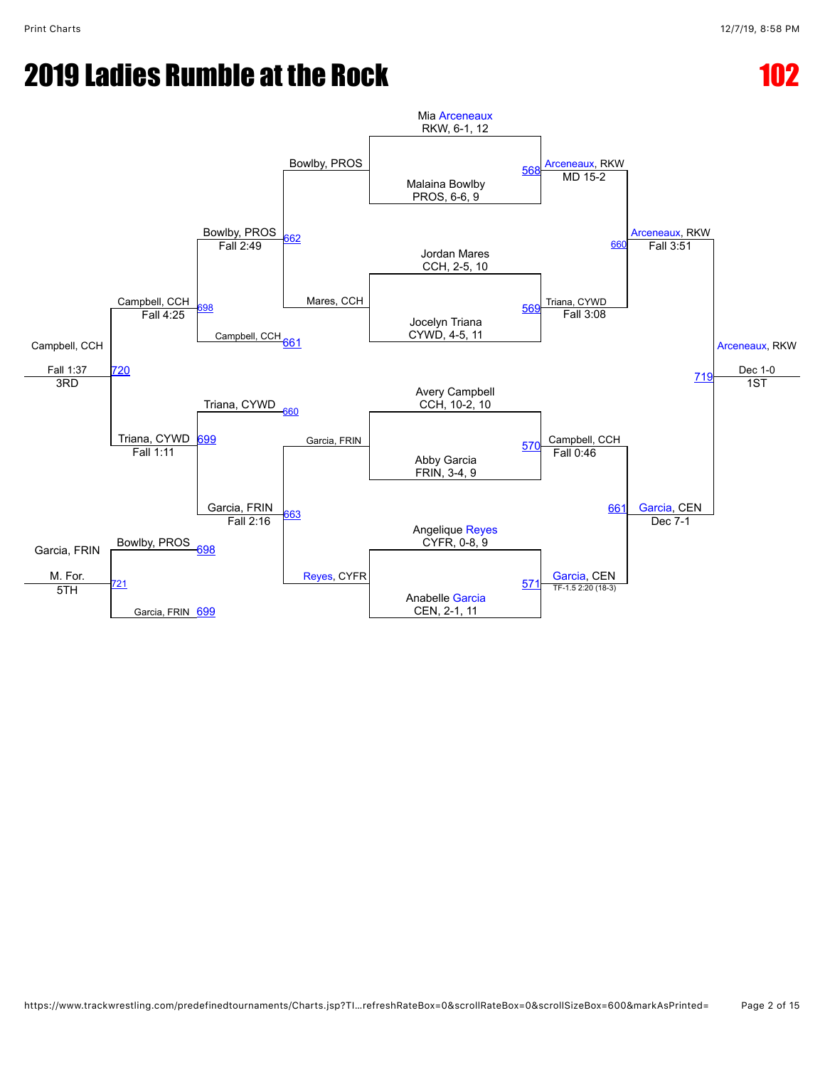# 2019 Ladies Rumble at the Rock

## 102

### Championship Bracket

**Seeds:**
- Mia Arceneaux, RKW, 6-1, 12
- Malaina Bowlby, PROS, 6-6, 9
- Jordan Mares, CCH, 2-5, 10
- Jocelyn Triana, CYWD, 4-5, 11
- Avery Campbell, CCH, 10-2, 10
- Abby Garcia, FRIN, 3-4, 9
- Angelique Reyes, CYFR, 0-8, 9
- Anabelle Garcia, CEN, 2-1, 11

**Quarterfinals:**
- 568: Arceneaux, RKW over Bowlby, PROS — MD 15-2
- 569: Triana, CYWD over Mares, CCH — Fall 3:08
- 570: Campbell, CCH over Garcia, FRIN — Fall 0:46
- 571: Garcia, CEN over Reyes, CYFR — TF-1.5 2:20 (18-3)

**Semifinals:**
- 660: Arceneaux, RKW over Triana, CYWD — Fall 3:51
- 661: Garcia, CEN over Campbell, CCH — Dec 7-1

**Final:**
- 719: Arceneaux, RKW over Garcia, CEN — Dec 1-0 — **1ST**

### Consolation Bracket

- 662: Bowlby, PROS over Mares, CCH — Fall 2:49
- 663: Garcia, FRIN over Reyes, CYFR — Fall 2:16
- 698: Campbell, CCH over Bowlby, PROS — Fall 4:25
- 699: Triana, CYWD over Garcia, FRIN — Fall 1:11

**3rd Place (720):** Campbell, CCH over Triana, CYWD — Fall 1:37 — **3RD**

**5th Place (721):** Garcia, FRIN over Bowlby, PROS — M. For. — **5TH**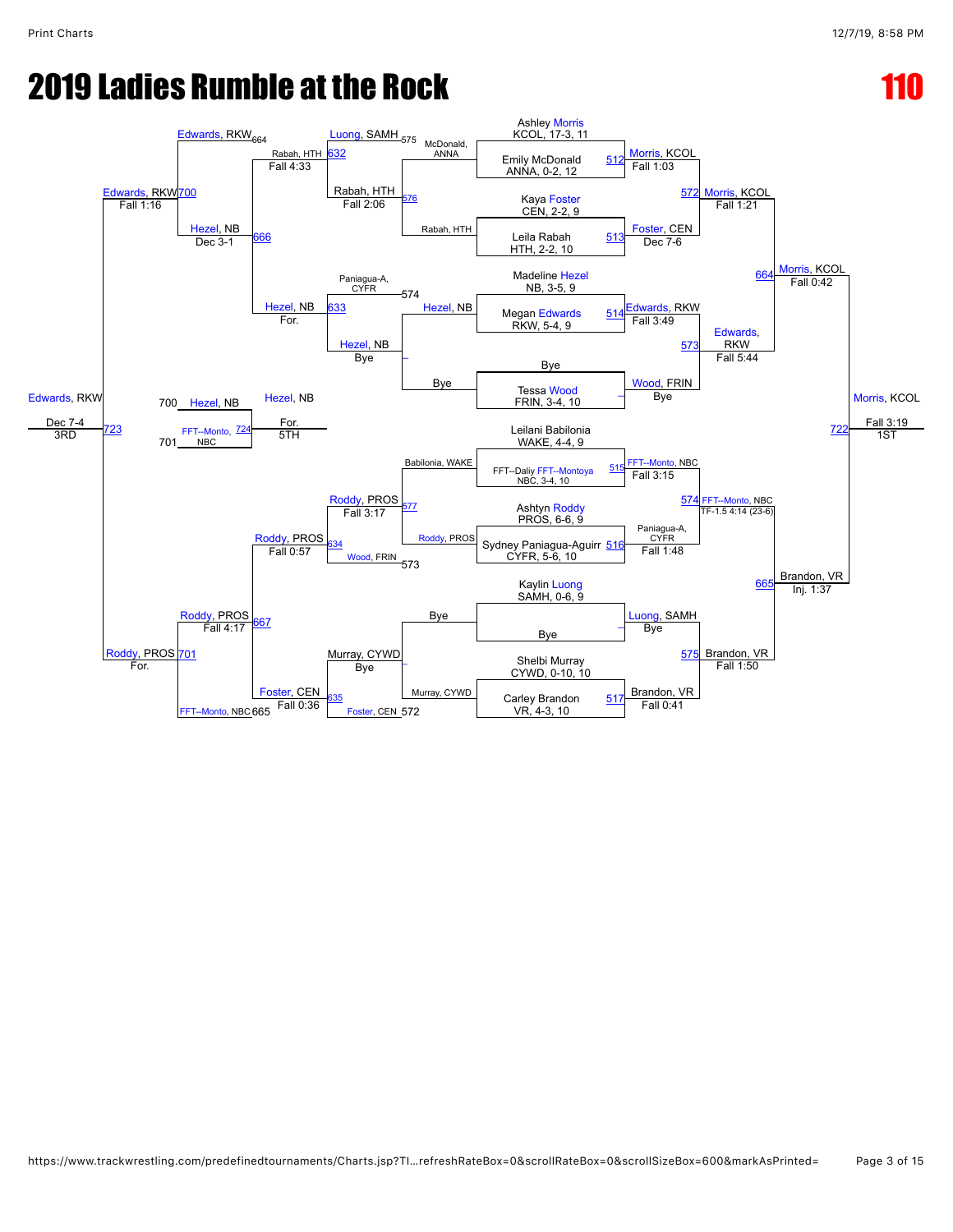# 2019 Ladies Rumble at the Rock

# 110

## Championship Bracket

**Seeds**

- Ashley Morris, KCOL, 17-3, 11
- Emily McDonald, ANNA, 0-2, 12
- Kaya Foster, CEN, 2-2, 9
- Leila Rabah, HTH, 2-2, 10
- Madeline Hezel, NB, 3-5, 9
- Megan Edwards, RKW, 5-4, 9
- Bye
- Tessa Wood, FRIN, 3-4, 10
- Leilani Babilonia, WAKE, 4-4, 9
- FFT--Daliy FFT--Montoya NBC, 3-4, 10
- Ashtyn Roddy, PROS, 6-6, 9
- Sydney Paniagua-Aguirr CYFR, 5-6, 10
- Kaylin Luong, SAMH, 0-6, 9
- Bye
- Shelbi Murray, CYWD, 0-10, 10
- Carley Brandon, VR, 4-3, 10

**First Round**

- 512: Morris, KCOL — Fall 1:03
- 513: Foster, CEN — Dec 7-6
- 514: Edwards, RKW — Fall 3:49
- Wood, FRIN — Bye
- 515: FFT--Monto, NBC — Fall 3:15
- 516: Paniagua-A, CYFR — Fall 1:48
- Luong, SAMH — Bye
- 517: Brandon, VR — Fall 0:41

**Quarterfinals**

- 572: Morris, KCOL — Fall 1:21
- 573: Edwards, RKW — Fall 5:44
- 574: FFT--Monto, NBC — TF-1.5 4:14 (23-6)
- 575: Brandon, VR — Fall 1:50

**Semifinals**

- 664: Morris, KCOL — Fall 0:42
- 665: Brandon, VR — Inj. 1:37

**Final**

- 722: Morris, KCOL — Fall 3:19 — 1ST

## Consolation Bracket

**Consolation First Round**

- 576: Rabah, HTH (McDonald, ANNA / Rabah, HTH)
- Hezel, NB — Bye (Hezel, NB / Bye)
- 577: Roddy, PROS (Babilonia, WAKE / Roddy, PROS)
- Murray, CYWD — Bye (Bye / Murray, CYWD)

**Consolation Second Round**

- 632: Rabah, HTH — Fall 2:06 (Luong, SAMH 575 / Rabah, HTH)
- 633: Hezel, NB — Bye (Paniagua-A, CYFR 574 / Hezel, NB)
- 634: Roddy, PROS — Fall 3:17 (Roddy, PROS / Wood, FRIN 573)
- 635: Foster, CEN — Bye (Murray, CYWD / Foster, CEN 572)

**Consolation Third Round**

- 666: Hezel, NB — Fall 4:33 (Rabah, HTH / Hezel, NB) — Hezel, NB For.
- 667: Roddy, PROS — Fall 0:57 (Roddy, PROS / Foster, CEN) — Foster, CEN Fall 0:36

**Consolation Semifinals**

- 700: Edwards, RKW — Dec 3-1 (Edwards, RKW 664 / Hezel, NB)
- 701: Roddy, PROS — Fall 4:17 (Roddy, PROS / FFT--Monto, NBC 665)

**3rd Place**

- 723: Edwards, RKW — Dec 7-4 — 3RD (Edwards, RKW Fall 1:16 / Roddy, PROS For.)

**5th Place**

- 724: Hezel, NB — For. — 5TH (700 Hezel, NB / 701 FFT--Monto, NBC)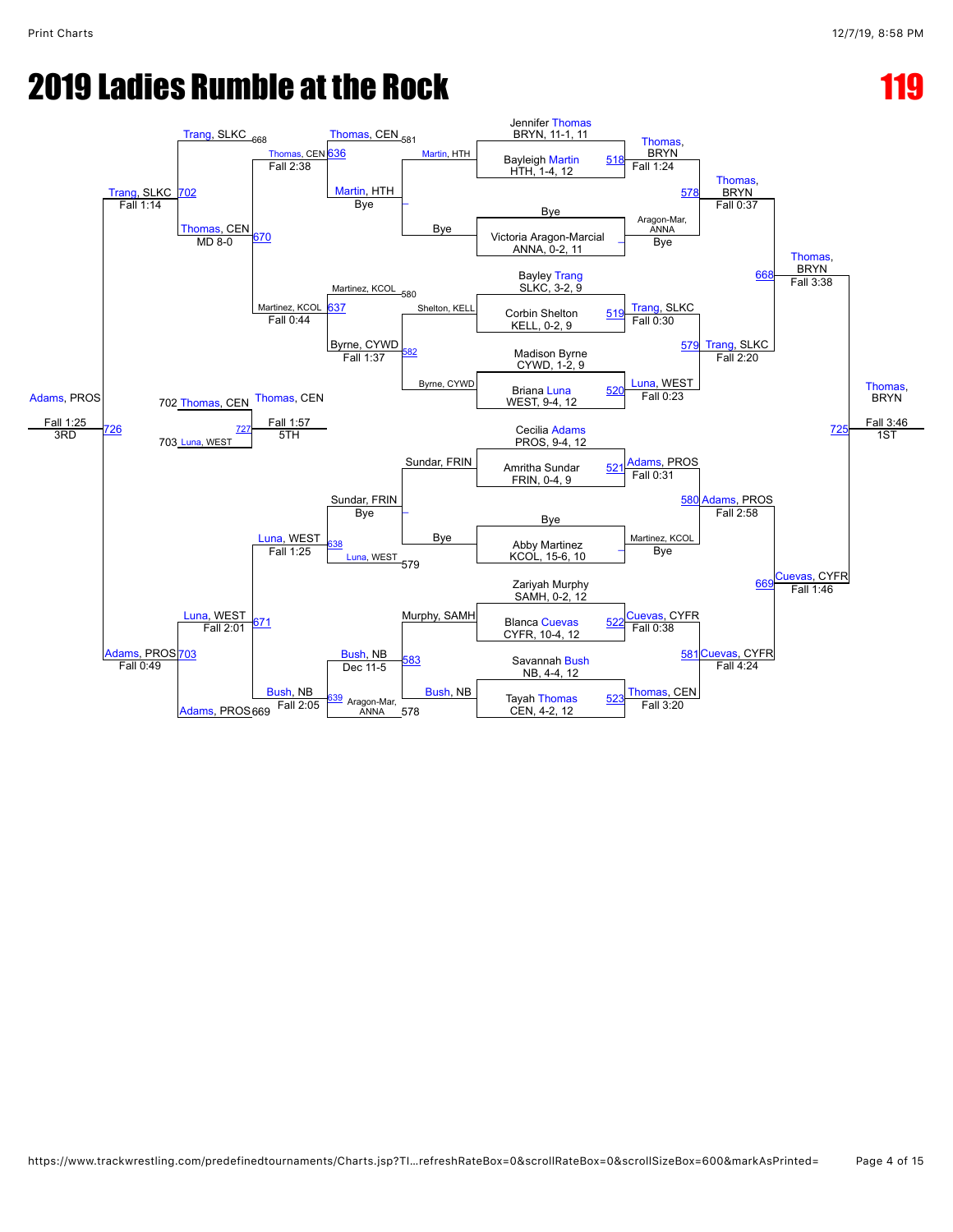# 2019 Ladies Rumble at the Rock

# 119

## Championship Bracket

| Match | Wrestler 1 | Wrestler 2 | Winner | Result |
|---|---|---|---|---|
| 518 | Jennifer Thomas, BRYN, 11-1, 11 | Bayleigh Martin, HTH, 1-4, 12 | Thomas, BRYN | Fall 1:24 |
| – | Bye | Victoria Aragon-Marcial, ANNA, 0-2, 11 | Aragon-Mar, ANNA | Bye |
| 519 | Bayley Trang, SLKC, 3-2, 9 | Corbin Shelton, KELL, 0-2, 9 | Trang, SLKC | Fall 0:30 |
| 520 | Madison Byrne, CYWD, 1-2, 9 | Briana Luna, WEST, 9-4, 12 | Luna, WEST | Fall 0:23 |
| 521 | Cecilia Adams, PROS, 9-4, 12 | Amritha Sundar, FRIN, 0-4, 9 | Adams, PROS | Fall 0:31 |
| – | Bye | Abby Martinez, KCOL, 15-6, 10 | Martinez, KCOL | Bye |
| 522 | Zariyah Murphy, SAMH, 0-2, 12 | Blanca Cuevas, CYFR, 10-4, 12 | Cuevas, CYFR | Fall 0:38 |
| 523 | Savannah Bush, NB, 4-4, 12 | Tayah Thomas, CEN, 4-2, 12 | Thomas, CEN | Fall 3:20 |
| 578 | Thomas, BRYN | Aragon-Mar, ANNA | Thomas, BRYN | Fall 0:37 |
| 579 | Trang, SLKC | Luna, WEST | Trang, SLKC | Fall 2:20 |
| 580 | Adams, PROS | Martinez, KCOL | Adams, PROS | Fall 2:58 |
| 581 | Cuevas, CYFR | Thomas, CEN | Cuevas, CYFR | Fall 4:24 |
| 668 | Thomas, BRYN | Trang, SLKC | Thomas, BRYN | Fall 3:38 |
| 669 | Adams, PROS | Cuevas, CYFR | Cuevas, CYFR | Fall 1:46 |
| 725 | Thomas, BRYN | Cuevas, CYFR | Thomas, BRYN | Fall 3:46 — 1ST |

## Consolation Bracket

| Match | Wrestler 1 | Wrestler 2 | Winner | Result |
|---|---|---|---|---|
| – | Martin, HTH | Bye | Martin, HTH | Bye |
| 582 | Shelton, KELL | Byrne, CYWD | Byrne, CYWD | Fall 1:37 |
| – | Sundar, FRIN | Bye | Sundar, FRIN | Bye |
| 583 | Murphy, SAMH | Bush, NB | Bush, NB | Dec 11-5 |
| 636 | Thomas, CEN (581) | Martin, HTH | Thomas, CEN | Fall 2:38 |
| 637 | Martinez, KCOL (580) | Byrne, CYWD | Martinez, KCOL | Fall 0:44 |
| 638 | Sundar, FRIN | Luna, WEST (579) | Luna, WEST | Fall 1:25 |
| 639 | Bush, NB | Aragon-Mar, ANNA (578) | Bush, NB | Fall 2:05 |
| 670 | Trang, SLKC (668) | Thomas, CEN | Thomas, CEN | MD 8-0 |
| 671 | Luna, WEST | Adams, PROS (669) | Adams, PROS | Fall 2:01 |
| 702 | Trang, SLKC | Thomas, CEN | Trang, SLKC | Fall 1:14 |
| 703 | Luna, WEST | Bush, NB | Luna, WEST | Fall 2:01 |
| 703 | Adams, PROS | Bush, NB | Adams, PROS | Fall 0:49 |
| 726 | Trang, SLKC | Adams, PROS | Adams, PROS | Fall 1:25 — 3RD |
| 727 | 702 Thomas, CEN | 703 Luna, WEST | Thomas, CEN | Fall 1:57 — 5TH |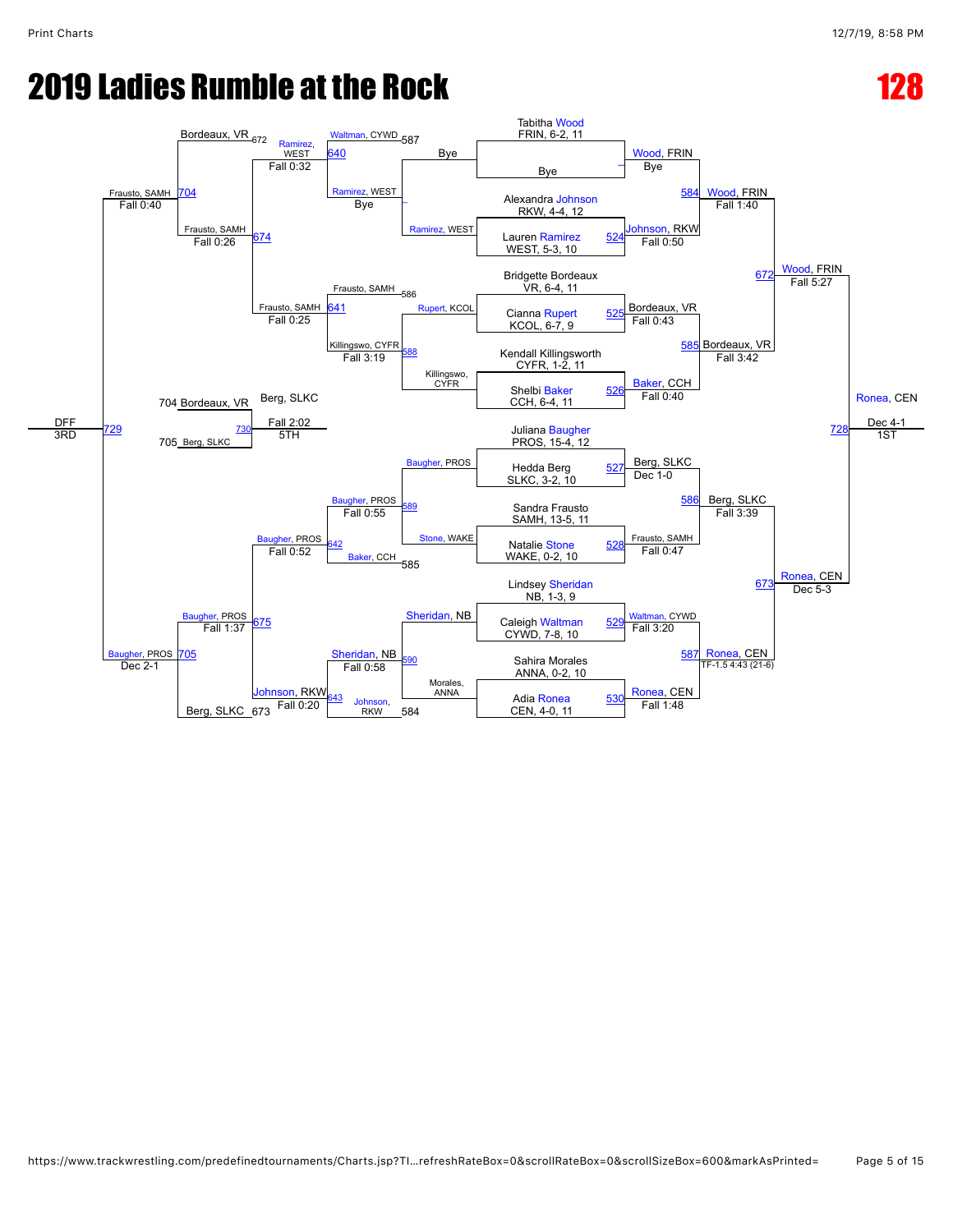# 2019 Ladies Rumble at the Rock

## 128

### Championship Bracket

**First Round**

| Match | Wrestler | Wrestler | Winner | Result |
|---|---|---|---|---|
| — | Tabitha Wood, FRIN, 6-2, 11 | Bye | Wood, FRIN | Bye |
| 524 | Alexandra Johnson, RKW, 4-4, 12 | Lauren Ramirez, WEST, 5-3, 10 | Johnson, RKW | Fall 0:50 |
| 525 | Bridgette Bordeaux, VR, 6-4, 11 | Cianna Rupert, KCOL, 6-7, 9 | Bordeaux, VR | Fall 0:43 |
| 526 | Kendall Killingsworth, CYFR, 1-2, 11 | Shelbi Baker, CCH, 6-4, 11 | Baker, CCH | Fall 0:40 |
| 527 | Juliana Baugher, PROS, 15-4, 12 | Hedda Berg, SLKC, 3-2, 10 | Berg, SLKC | Dec 1-0 |
| 528 | Sandra Frausto, SAMH, 13-5, 11 | Natalie Stone, WAKE, 0-2, 10 | Frausto, SAMH | Fall 0:47 |
| 529 | Lindsey Sheridan, NB, 1-3, 9 | Caleigh Waltman, CYWD, 7-8, 10 | Waltman, CYWD | Fall 3:20 |
| 530 | Sahira Morales, ANNA, 0-2, 10 | Adia Ronea, CEN, 4-0, 11 | Ronea, CEN | Fall 1:48 |

**Quarterfinals**

| Match | Winner | Result |
|---|---|---|
| 584 | Wood, FRIN | Fall 1:40 |
| 585 | Bordeaux, VR | Fall 3:42 |
| 586 | Berg, SLKC | Fall 3:39 |
| 587 | Ronea, CEN | TF-1.5 4:43 (21-6) |

**Semifinals**

| Match | Winner | Result |
|---|---|---|
| 672 | Wood, FRIN | Fall 5:27 |
| 673 | Ronea, CEN | Dec 5-3 |

**Final**

| Match | Winner | Result | Place |
|---|---|---|---|
| 728 | Ronea, CEN | Dec 4-1 | 1ST |

### Consolation Bracket

**Consolation First Round**

| Match | Wrestler | Wrestler | Winner | Result |
|---|---|---|---|---|
| — | Ramirez, WEST | Bye | Ramirez, WEST | Bye |
| 588 | Rupert, KCOL | Killingswo, CYFR | Killingswo, CYFR | Fall 3:19 |
| 589 | Baugher, PROS | Stone, WAKE | Baugher, PROS | Fall 0:55 |
| 590 | Sheridan, NB | Morales, ANNA | Sheridan, NB | Fall 0:58 |

**Consolation Second Round**

| Match | Wrestler | Wrestler | Winner | Result |
|---|---|---|---|---|
| 640 | Waltman, CYWD (587) | Ramirez, WEST | Ramirez, WEST | Fall 0:32 |
| 641 | Frausto, SAMH (586) | Killingswo, CYFR | Frausto, SAMH | Fall 0:25 |
| 642 | Baugher, PROS | Baker, CCH (585) | Baugher, PROS | Fall 0:52 |
| 643 | Sheridan, NB | Johnson, RKW (584) | Johnson, RKW | Fall 0:20 |

**Consolation Quarterfinals**

| Match | Wrestler | Wrestler | Winner | Result |
|---|---|---|---|---|
| 674 | Ramirez, WEST | Frausto, SAMH | Frausto, SAMH | Fall 0:26 |
| 675 | Baugher, PROS | Johnson, RKW | Baugher, PROS | Fall 1:37 |

**Consolation Semifinals**

| Match | Wrestler | Wrestler | Winner | Result |
|---|---|---|---|---|
| 704 | Bordeaux, VR (672) | Frausto, SAMH | Frausto, SAMH | Fall 0:40 |
| 705 | Baugher, PROS | Berg, SLKC (673) | Baugher, PROS | Dec 2-1 |

**3rd Place**

| Match | Wrestler | Wrestler | Result | Place |
|---|---|---|---|---|
| 729 | Frausto, SAMH | Baugher, PROS | DFF | 3RD |

**5th Place**

| Match | Wrestler | Wrestler | Winner | Result | Place |
|---|---|---|---|---|---|
| 730 | Bordeaux, VR (704) | Berg, SLKC (705) | Berg, SLKC | Fall 2:02 | 5TH |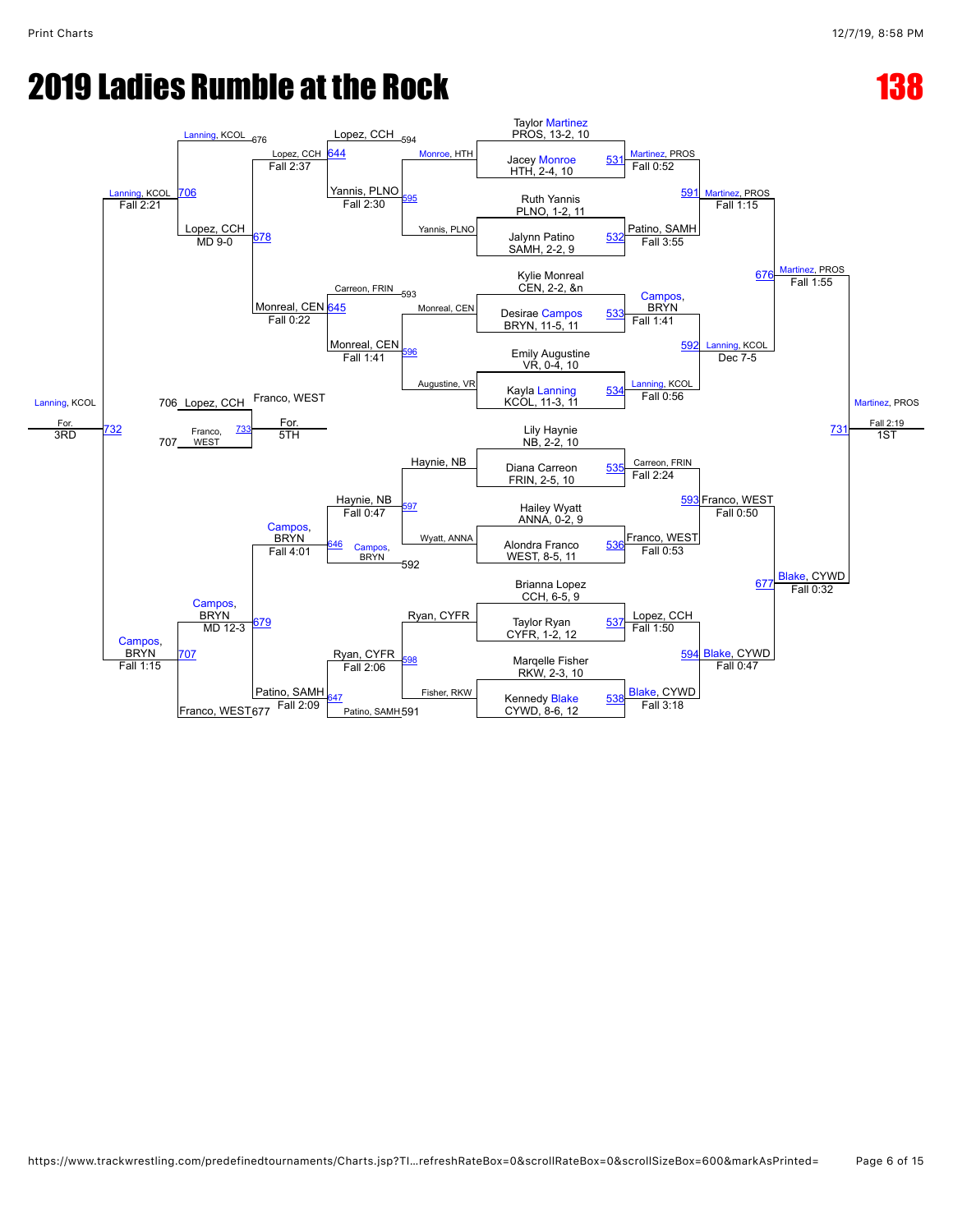# 2019 Ladies Rumble at the Rock

# 138

## Championship Bracket

### First Round

| Match | Wrestler 1 | Wrestler 2 | Winner | Result |
|---|---|---|---|---|
| 531 | Taylor Martinez, PROS, 13-2, 10 | Jacey Monroe, HTH, 2-4, 10 | Martinez, PROS | Fall 0:52 |
| 532 | Ruth Yannis, PLNO, 1-2, 11 | Jalynn Patino, SAMH, 2-2, 9 | Patino, SAMH | Fall 3:55 |
| 533 | Kylie Monreal, CEN, 2-2, &n | Desirae Campos, BRYN, 11-5, 11 | Campos, BRYN | Fall 1:41 |
| 534 | Emily Augustine, VR, 0-4, 10 | Kayla Lanning, KCOL, 11-3, 11 | Lanning, KCOL | Fall 0:56 |
| 535 | Lily Haynie, NB, 2-2, 10 | Diana Carreon, FRIN, 2-5, 10 | Carreon, FRIN | Fall 2:24 |
| 536 | Hailey Wyatt, ANNA, 0-2, 9 | Alondra Franco, WEST, 8-5, 11 | Franco, WEST | Fall 0:53 |
| 537 | Brianna Lopez, CCH, 6-5, 9 | Taylor Ryan, CYFR, 1-2, 12 | Lopez, CCH | Fall 1:50 |
| 538 | Marqelle Fisher, RKW, 2-3, 10 | Kennedy Blake, CYWD, 8-6, 12 | Blake, CYWD | Fall 3:18 |

### Quarterfinals

| Match | Winner | Result |
|---|---|---|
| 591 | Martinez, PROS | Fall 1:15 |
| 592 | Lanning, KCOL | Dec 7-5 |
| 593 | Franco, WEST | Fall 0:50 |
| 594 | Blake, CYWD | Fall 0:47 |

### Semifinals

| Match | Winner | Result |
|---|---|---|
| 676 | Martinez, PROS | Fall 1:55 |
| 677 | Blake, CYWD | Fall 0:32 |

### 1st Place

| Match | Winner | Result |
|---|---|---|
| 731 | Martinez, PROS | Fall 2:19 — 1ST |

## Consolation Bracket

### Consolation Round 1

| Match | Wrestlers | Winner | Result |
|---|---|---|---|
| 595 | Monroe, HTH vs. Yannis, PLNO | Yannis, PLNO | Fall 2:30 |
| 596 | Monreal, CEN vs. Augustine, VR | Monreal, CEN | Fall 1:41 |
| 597 | Haynie, NB vs. Wyatt, ANNA | Haynie, NB | Fall 0:47 |
| 598 | Ryan, CYFR vs. Fisher, RKW | Ryan, CYFR | Fall 2:06 |

### Consolation Round 2

| Match | Wrestlers | Winner | Result |
|---|---|---|---|
| 644 | Lopez, CCH (594) vs. Yannis, PLNO | Lopez, CCH | Fall 2:37 |
| 645 | Carreon, FRIN (593) vs. Monreal, CEN | Monreal, CEN | Fall 0:22 |
| 646 | Haynie, NB vs. Campos, BRYN (592) | Campos, BRYN | Fall 4:01 |
| 647 | Ryan, CYFR vs. Patino, SAMH (591) | Patino, SAMH | Fall 2:09 |

### Consolation Semifinals

| Match | Wrestlers | Winner | Result |
|---|---|---|---|
| 678 | Lopez, CCH vs. Monreal, CEN | Lopez, CCH | MD 9-0 |
| 679 | Campos, BRYN vs. Patino, SAMH | Campos, BRYN | MD 12-3 |

### Consolation Finals

| Match | Wrestlers | Winner | Result |
|---|---|---|---|
| 706 | Lanning, KCOL (676) vs. Lopez, CCH | Lanning, KCOL | Fall 2:21 |
| 707 | Campos, BRYN vs. Franco, WEST (677) | Campos, BRYN | Fall 1:15 |

### 3rd Place

| Match | Wrestlers | Winner | Result |
|---|---|---|---|
| 732 | Lanning, KCOL vs. Campos, BRYN | Lanning, KCOL | For. — 3RD |

### 5th Place

| Match | Wrestlers | Winner | Result |
|---|---|---|---|
| 733 | Lopez, CCH (706) vs. Franco, WEST (707) | Franco, WEST | For. — 5TH |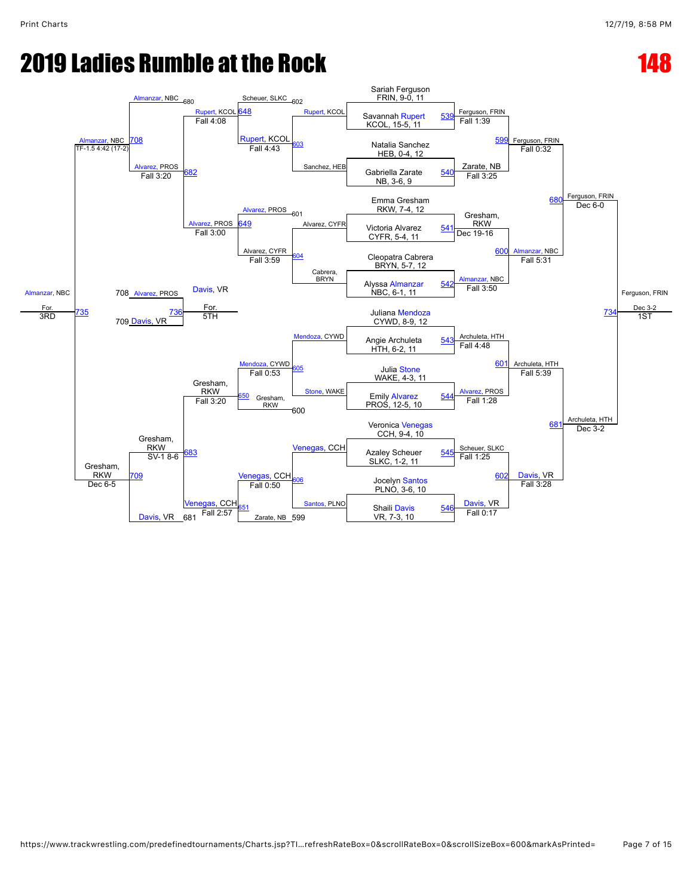# 2019 Ladies Rumble at the Rock

## 148

### Championship Bracket

**Round 1 (Match 539–546)**

| Match | Wrestler 1 | Wrestler 2 | Winner | Result |
|---|---|---|---|---|
| 539 | Sariah Ferguson, FRIN, 9-0, 11 | Savannah Rupert, KCOL, 15-5, 11 | Ferguson, FRIN | Fall 1:39 |
| 540 | Natalia Sanchez, HEB, 0-4, 12 | Gabriella Zarate, NB, 3-6, 9 | Zarate, NB | Fall 3:25 |
| 541 | Emma Gresham, RKW, 7-4, 12 | Victoria Alvarez, CYFR, 5-4, 11 | Gresham, RKW | Dec 19-16 |
| 542 | Cleopatra Cabrera, BRYN, 5-7, 12 | Alyssa Almanzar, NBC, 6-1, 11 | Almanzar, NBC | Fall 3:50 |
| 543 | Juliana Mendoza, CYWD, 8-9, 12 | Angie Archuleta, HTH, 6-2, 11 | Archuleta, HTH | Fall 4:48 |
| 544 | Julia Stone, WAKE, 4-3, 11 | Emily Alvarez, PROS, 12-5, 10 | Alvarez, PROS | Fall 1:28 |
| 545 | Veronica Venegas, CCH, 9-4, 10 | Azaley Scheuer, SLKC, 1-2, 11 | Scheuer, SLKC | Fall 1:25 |
| 546 | Jocelyn Santos, PLNO, 3-6, 10 | Shaili Davis, VR, 7-3, 10 | Davis, VR | Fall 0:17 |

**Quarterfinals**

| Match | Wrestler 1 | Wrestler 2 | Winner | Result |
|---|---|---|---|---|
| 599 | Ferguson, FRIN | Zarate, NB | Ferguson, FRIN | Fall 0:32 |
| 600 | Gresham, RKW | Almanzar, NBC | Almanzar, NBC | Fall 5:31 |
| 601 | Archuleta, HTH | Alvarez, PROS | Archuleta, HTH | Fall 5:39 |
| 602 | Scheuer, SLKC | Davis, VR | Davis, VR | Fall 3:28 |

**Semifinals**

| Match | Wrestler 1 | Wrestler 2 | Winner | Result |
|---|---|---|---|---|
| 680 | Ferguson, FRIN | Almanzar, NBC | Ferguson, FRIN | Dec 6-0 |
| 681 | Archuleta, HTH | Davis, VR | Archuleta, HTH | Dec 3-2 |

**Final**

| Match | Wrestler 1 | Wrestler 2 | Winner | Result |
|---|---|---|---|---|
| 734 | Ferguson, FRIN | Archuleta, HTH | Ferguson, FRIN | Dec 3-2 (1ST) |

### Consolation Bracket

| Match | Wrestler 1 | Wrestler 2 | Winner | Result |
|---|---|---|---|---|
| 603 | Rupert, KCOL | Sanchez, HEB | Rupert, KCOL | Fall 4:43 |
| 604 | Alvarez, CYFR | Cabrera, BRYN | Alvarez, CYFR | Fall 3:59 |
| 605 | Mendoza, CYWD | Stone, WAKE | Mendoza, CYWD | Fall 0:53 |
| 606 | Venegas, CCH | Santos, PLNO | Venegas, CCH | Fall 0:50 |
| 648 | Scheuer, SLKC (602) | Rupert, KCOL | Rupert, KCOL | Fall 4:08 |
| 649 | Alvarez, PROS (601) | Alvarez, CYFR | Alvarez, PROS | Fall 3:00 |
| 650 | Mendoza, CYWD | Gresham, RKW (600) | Gresham, RKW | Fall 3:20 |
| 651 | Venegas, CCH | Zarate, NB (599) | Venegas, CCH | Fall 2:57 |
| 682 | Rupert, KCOL | Alvarez, PROS | Alvarez, PROS | Fall 3:20 |
| 683 | Gresham, RKW | Venegas, CCH | Gresham, RKW | SV-1 8-6 |
| 708 | Almanzar, NBC (680) | Alvarez, PROS | Almanzar, NBC | TF-1.5 4:42 (17-2) |
| 709 | Gresham, RKW | Davis, VR (681) | Gresham, RKW | Dec 6-5 |
| 735 | Almanzar, NBC | Gresham, RKW | Almanzar, NBC | For. (3RD) |
| 736 | Alvarez, PROS (708) | Davis, VR (709) | Davis, VR | For. (5TH) |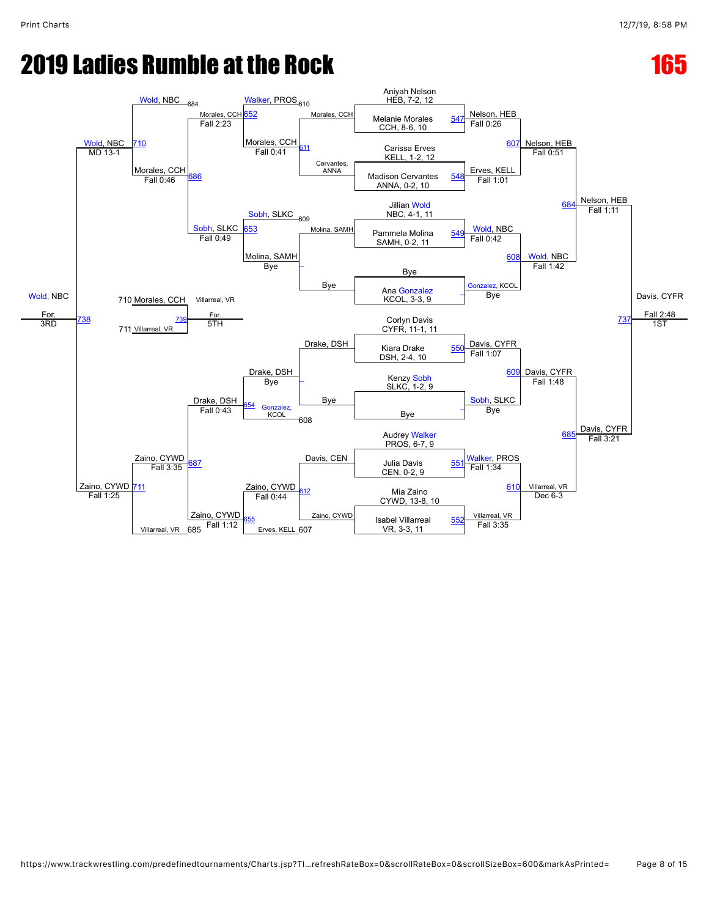# 2019 Ladies Rumble at the Rock

# 165

## Championship Bracket

**Round 1 / Quarterfinals**

- Aniyah Nelson, HEB, 7-2, 12 vs Melanie Morales, CCH, 8-6, 10 — Match 547: Nelson, HEB, Fall 0:26
- Carissa Erves, KELL, 1-2, 12 vs Madison Cervantes, ANNA, 0-2, 10 — Match 548: Erves, KELL, Fall 1:01
- Jillian Wold, NBC, 4-1, 11 vs Pammela Molina, SAMH, 0-2, 11 — Match 549: Wold, NBC, Fall 0:42
- Bye vs Ana Gonzalez, KCOL, 3-3, 9 — Gonzalez, KCOL, Bye
- Corlyn Davis, CYFR, 11-1, 11 vs Kiara Drake, DSH, 2-4, 10 — Match 550: Davis, CYFR, Fall 1:07
- Kenzy Sobh, SLKC, 1-2, 9 vs Bye — Sobh, SLKC, Bye
- Audrey Walker, PROS, 6-7, 9 vs Julia Davis, CEN, 0-2, 9 — Match 551: Walker, PROS, Fall 1:34
- Mia Zaino, CYWD, 13-8, 10 vs Isabel Villarreal, VR, 3-3, 11 — Match 552: Villarreal, VR, Fall 3:35

**Semifinals**

- Match 607: Nelson, HEB, Fall 0:51
- Match 608: Wold, NBC, Fall 1:42
- Match 609: Davis, CYFR, Fall 1:48
- Match 610: Villarreal, VR, Dec 6-3

**Semifinal Round 2**

- Match 684: Nelson, HEB, Fall 1:11
- Match 685: Davis, CYFR, Fall 3:21

**Final**

- Match 737: Davis, CYFR, Fall 2:48 — 1ST

## Consolation Bracket

- Match 611: Morales, CCH vs Cervantes, ANNA — Morales, CCH, Fall 0:41
- Molina, SAMH vs Bye — Molina, SAMH, Bye
- Drake, DSH vs Bye — Drake, DSH, Bye
- Match 612: Davis, CEN vs Zaino, CYWD — Zaino, CYWD, Fall 0:44
- Match 652: Walker, PROS (610) vs Morales, CCH — Morales, CCH, Fall 2:23
- Match 653: Sobh, SLKC (609) vs Molina, SAMH — Sobh, SLKC, Fall 0:49
- Match 654: Drake, DSH vs Gonzalez, KCOL (608) — Drake, DSH, Fall 0:43
- Match 655: Zaino, CYWD vs Erves, KELL (607) — Zaino, CYWD, Fall 1:12
- Match 686: Morales, CCH vs Sobh, SLKC — Morales, CCH, Fall 0:46
- Match 687: Drake, DSH vs Zaino, CYWD — Zaino, CYWD, Fall 3:35
- Match 710: Wold, NBC (684) vs Morales, CCH — Wold, NBC, MD 13-1
- Match 711: Zaino, CYWD vs Villarreal, VR (685) — Zaino, CYWD, Fall 1:25
- Match 738: Wold, NBC vs Zaino, CYWD — Wold, NBC, For. — 3RD

## 5th Place

- Match 739: 710 Morales, CCH vs 711 Villarreal, VR — Villarreal, VR, For. — 5TH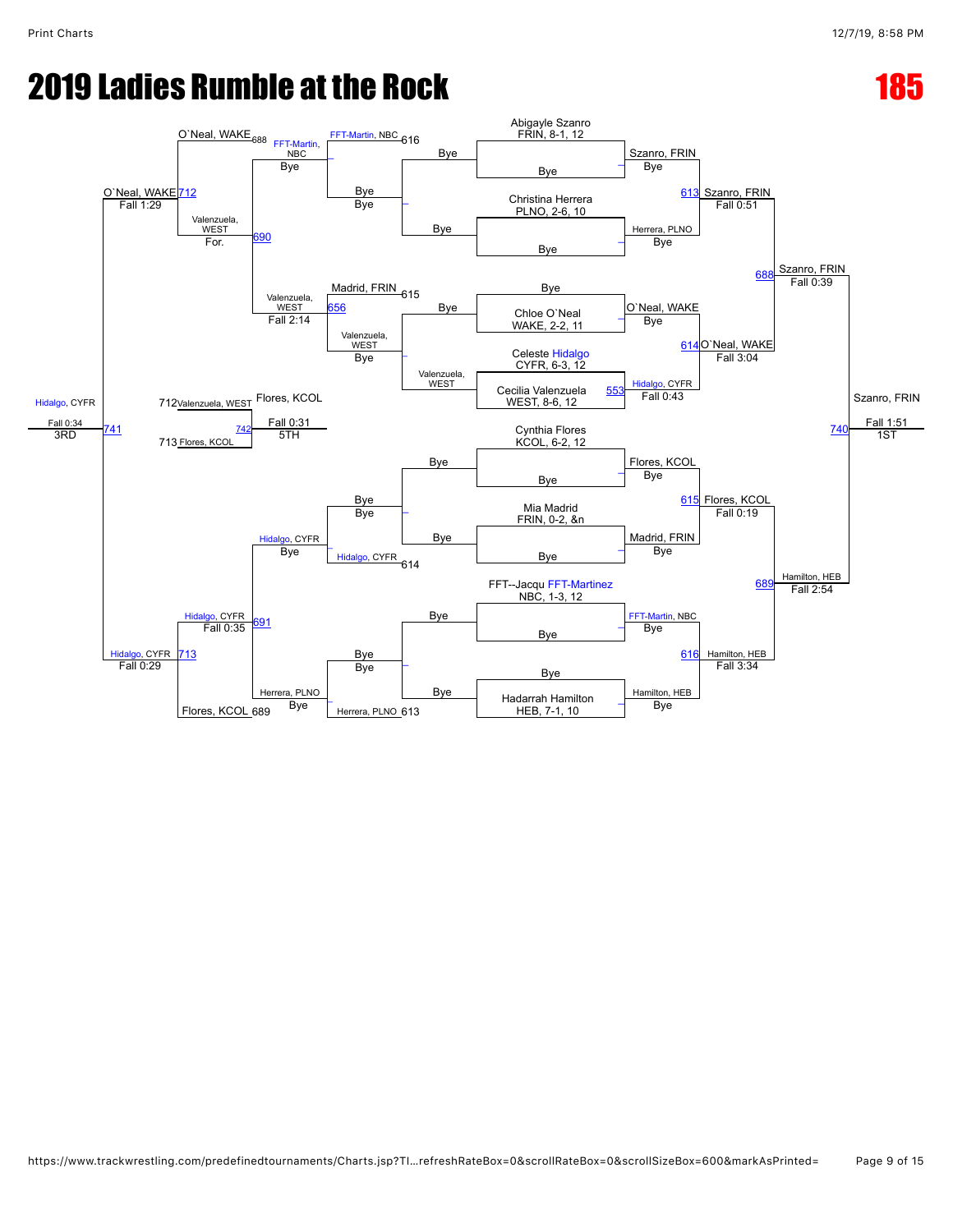# 2019 Ladies Rumble at the Rock

# 185

## Championship Bracket

**Round 1**

- Abigayle Szanro, FRIN, 8-1, 12 vs Bye — Szanro, FRIN (Bye)
- Christina Herrera, PLNO, 2-6, 10 vs Bye — Herrera, PLNO (Bye)
- Bye vs Chloe O`Neal, WAKE, 2-2, 11 — O`Neal, WAKE (Bye)
- Celeste Hidalgo, CYFR, 6-3, 12 vs Cecilia Valenzuela, WEST, 8-6, 12 — Hidalgo, CYFR (553, Fall 0:43)
- Cynthia Flores, KCOL, 6-2, 12 vs Bye — Flores, KCOL (Bye)
- Mia Madrid, FRIN, 0-2, &n vs Bye — Madrid, FRIN (Bye)
- FFT--Jacqu FFT-Martinez, NBC, 1-3, 12 vs Bye — FFT-Martin, NBC (Bye)
- Bye vs Hadarrah Hamilton, HEB, 7-1, 10 — Hamilton, HEB (Bye)

**Quarterfinals**

- 613: Szanro, FRIN — Fall 0:51
- 614: O`Neal, WAKE — Fall 3:04
- 615: Flores, KCOL — Fall 0:19
- 616: Hamilton, HEB — Fall 3:34

**Semifinals**

- 688: Szanro, FRIN — Fall 0:39
- 689: Hamilton, HEB — Fall 2:54

**Final**

- 740: Szanro, FRIN — Fall 1:51 — 1ST

## Consolation Bracket

**Round 1**

- FFT-Martin, NBC (616) vs Bye — Bye
- Bye vs Bye — –
- Valenzuela, WEST vs Bye — –
- Bye vs Bye — –
- Bye vs Bye — –

**Consolation Round 2**

- FFT-Martin, NBC vs Bye — Bye
- Madrid, FRIN (615) vs Valenzuela, WEST — 656: Valenzuela, WEST, Fall 2:14
- Bye vs Hidalgo, CYFR (614) — Hidalgo, CYFR
- Bye vs Herrera, PLNO (613) — Herrera, PLNO

**Consolation Round 3**

- O`Neal, WAKE (688) vs FFT-Martin, NBC — Bye
- Valenzuela, WEST vs For. — 690
- Hidalgo, CYFR vs Bye — Hidalgo, CYFR
- Herrera, PLNO vs Bye — 691: Hidalgo, CYFR, Fall 0:35
- Flores, KCOL (689)

**Consolation Semifinals**

- 712: O`Neal, WAKE — Fall 1:29
- 713: Hidalgo, CYFR — Fall 0:29

**3rd Place**

- 741: Hidalgo, CYFR — Fall 0:34 — 3RD

**5th Place**

- 712 Valenzuela, WEST vs 713 Flores, KCOL
- 742: Flores, KCOL — Fall 0:31 — 5TH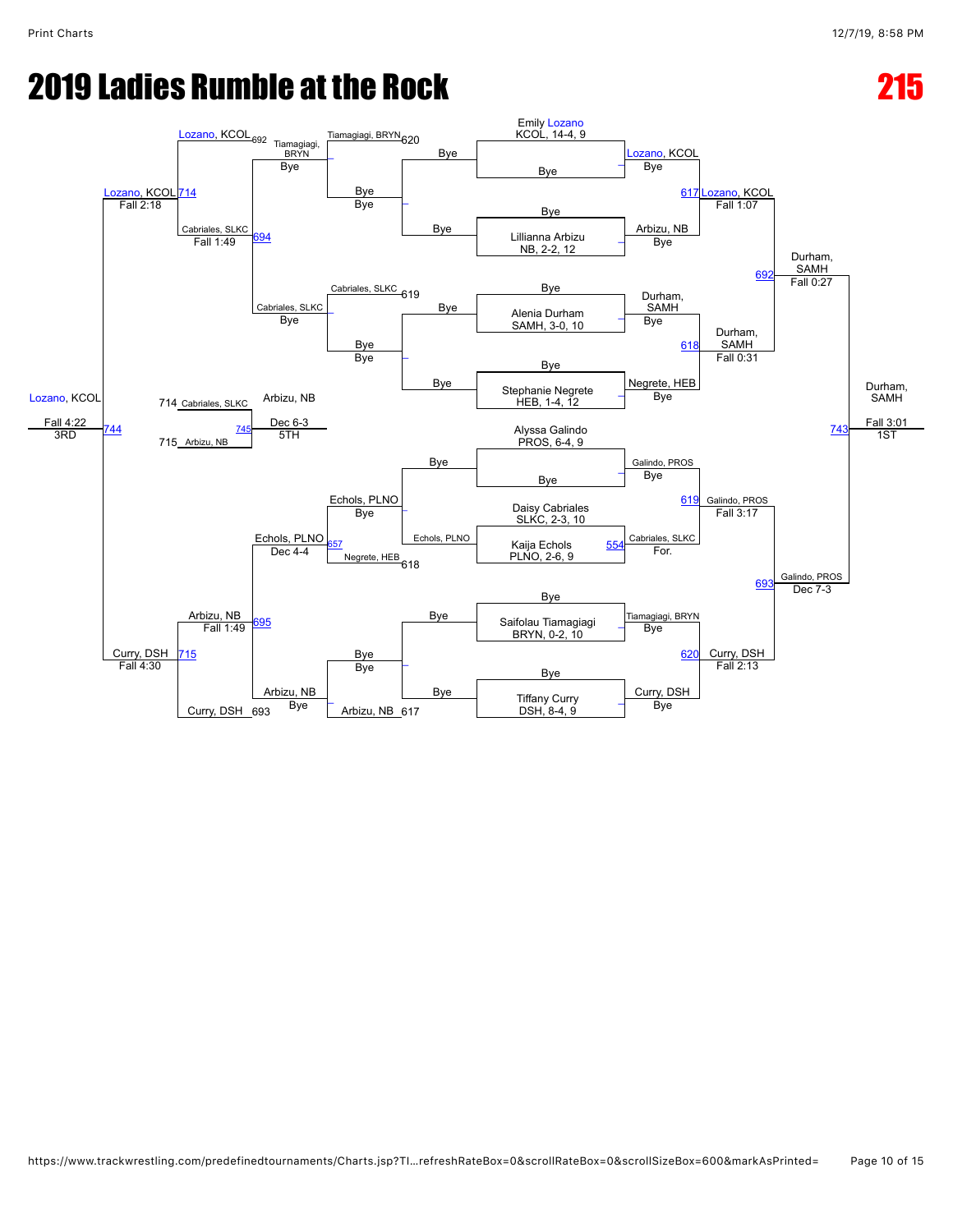# 2019 Ladies Rumble at the Rock

## 215

### Championship Bracket

**Seeds / Entrants:**
- Emily Lozano, KCOL, 14-4, 9
- Lillianna Arbizu, NB, 2-2, 12
- Alenia Durham, SAMH, 3-0, 10
- Stephanie Negrete, HEB, 1-4, 12
- Alyssa Galindo, PROS, 6-4, 9
- Daisy Cabriales, SLKC, 2-3, 10
- Kaija Echols, PLNO, 2-6, 9
- Saifolau Tiamagiagi, BRYN, 0-2, 10
- Tiffany Curry, DSH, 8-4, 9

**Round 1:**
- Emily Lozano – Bye
- Lillianna Arbizu – Bye
- Alenia Durham – Bye
- Stephanie Negrete – Bye
- Alyssa Galindo – Bye
- Match 554: Cabriales, SLKC over Echols, PLNO – For.
- Saifolau Tiamagiagi – Bye
- Tiffany Curry – Bye

**Quarterfinals:**
- Match 617: Lozano, KCOL over Arbizu, NB – Fall 1:07
- Match 618: Durham, SAMH over Negrete, HEB – Fall 0:31
- Match 619: Galindo, PROS over Cabriales, SLKC – Fall 3:17
- Match 620: Curry, DSH over Tiamagiagi, BRYN – Fall 2:13

**Semifinals:**
- Match 692: Durham, SAMH over Lozano, KCOL – Fall 0:27
- Match 693: Galindo, PROS over Curry, DSH – Dec 7-3

**Final:**
- Match 743: Durham, SAMH over Galindo, PROS – Fall 3:01 – **1ST**

### Consolation Bracket

**Consolation Round 1:**
- Tiamagiagi, BRYN (620) – Bye
- Cabriales, SLKC (619) – Bye
- Match 657: Echols, PLNO over Negrete, HEB (618) – Dec 4-4
- Arbizu, NB (617) – Bye

**Consolation Round 2:**
- Tiamagiagi, BRYN – Bye
- Cabriales, SLKC – Bye
- Echols, PLNO
- Arbizu, NB – Bye

**Consolation Quarterfinals:**
- Match 694: Cabriales, SLKC over Tiamagiagi, BRYN – Fall 1:49
- Match 695: Arbizu, NB over Echols, PLNO – Fall 1:49

**Consolation Semifinals:**
- Match 714: Lozano, KCOL (692) over Cabriales, SLKC – Fall 2:18
- Match 715: Curry, DSH (693) over Arbizu, NB – Fall 4:30

**3rd Place:**
- Match 744: Lozano, KCOL over Curry, DSH – Fall 4:22 – **3RD**

**5th Place:**
- Match 745: Arbizu, NB (715) over Cabriales, SLKC (714) – Dec 6-3 – **5TH**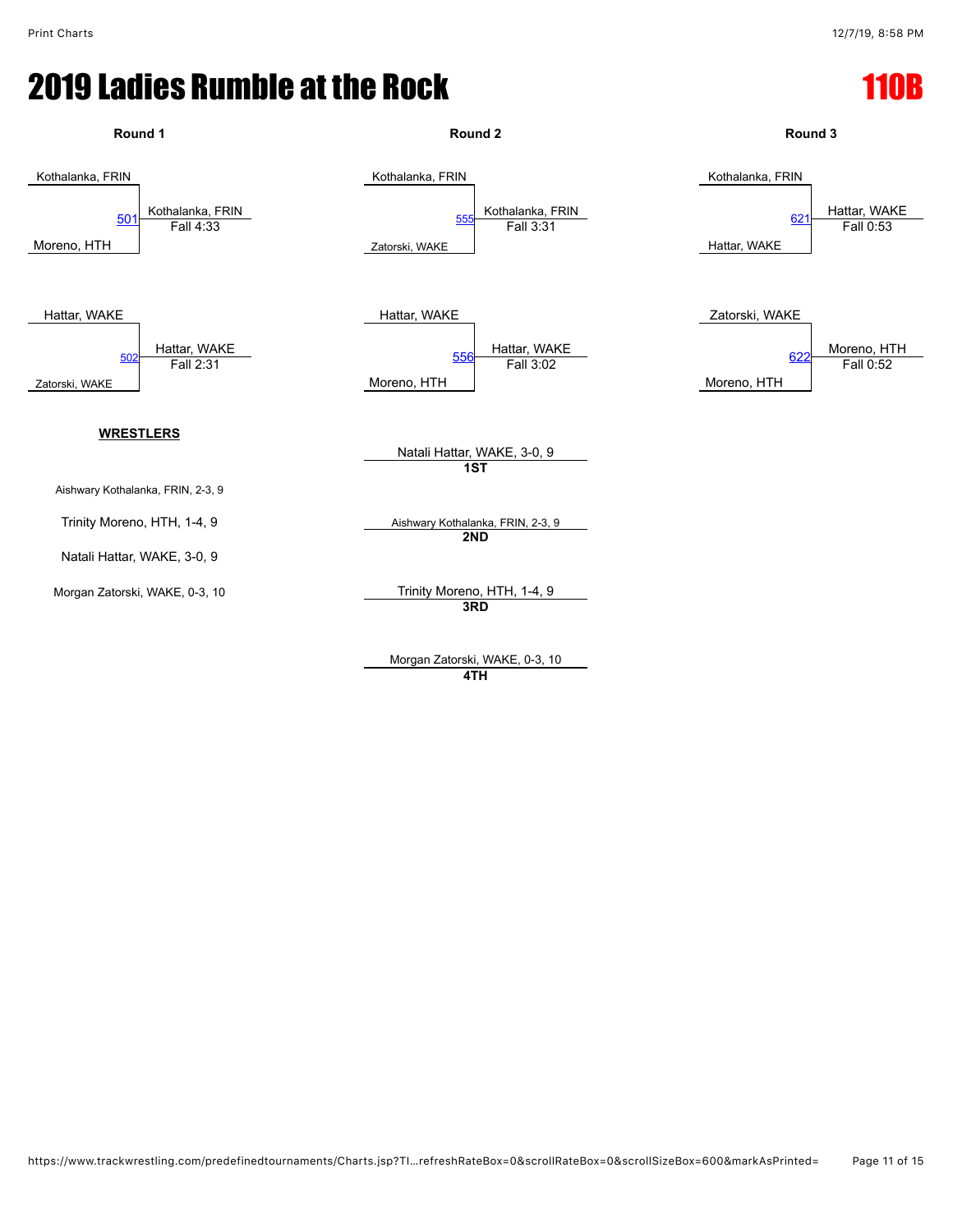# 2019 Ladies Rumble at the Rock

## 110B

### Round 1

| Match | Wrestler 1 | Wrestler 2 | Winner | Result |
|---|---|---|---|---|
| 501 | Kothalanka, FRIN | Moreno, HTH | Kothalanka, FRIN | Fall 4:33 |
| 502 | Hattar, WAKE | Zatorski, WAKE | Hattar, WAKE | Fall 2:31 |

### Round 2

| Match | Wrestler 1 | Wrestler 2 | Winner | Result |
|---|---|---|---|---|
| 555 | Kothalanka, FRIN | Zatorski, WAKE | Kothalanka, FRIN | Fall 3:31 |
| 556 | Hattar, WAKE | Moreno, HTH | Hattar, WAKE | Fall 3:02 |

### Round 3

| Match | Wrestler 1 | Wrestler 2 | Winner | Result |
|---|---|---|---|---|
| 621 | Kothalanka, FRIN | Hattar, WAKE | Hattar, WAKE | Fall 0:53 |
| 622 | Zatorski, WAKE | Moreno, HTH | Moreno, HTH | Fall 0:52 |

### WRESTLERS

- Aishwary Kothalanka, FRIN, 2-3, 9
- Trinity Moreno, HTH, 1-4, 9
- Natali Hattar, WAKE, 3-0, 9
- Morgan Zatorski, WAKE, 0-3, 10

### Placements

- **1ST**: Natali Hattar, WAKE, 3-0, 9
- **2ND**: Aishwary Kothalanka, FRIN, 2-3, 9
- **3RD**: Trinity Moreno, HTH, 1-4, 9
- **4TH**: Morgan Zatorski, WAKE, 0-3, 10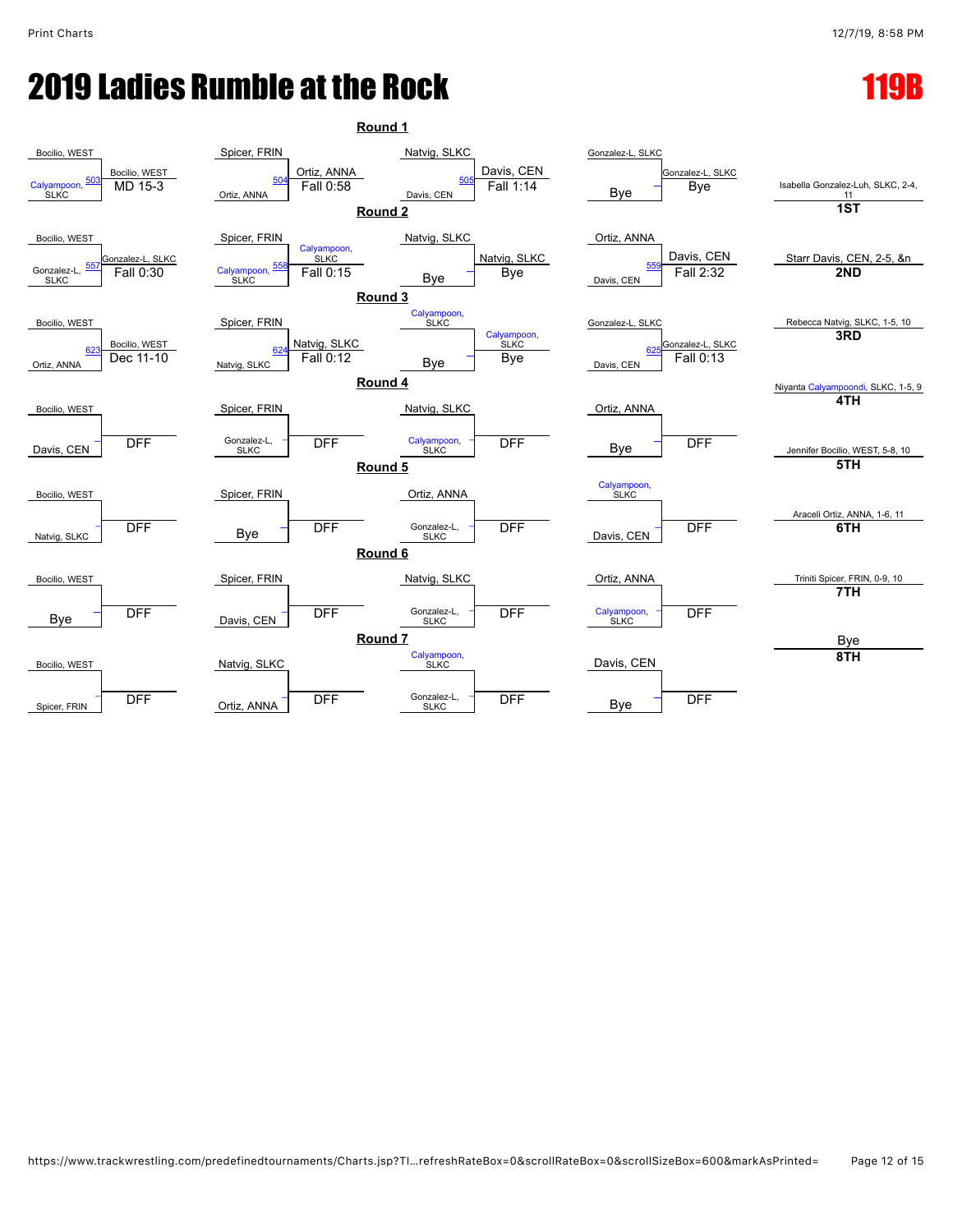# 2019 Ladies Rumble at the Rock

## 119B

### Round 1

| Match | Wrestler 1 | Wrestler 2 | Winner | Result |
|---|---|---|---|---|
| 503 | Bocilio, WEST | Calyampoon, SLKC | Bocilio, WEST | MD 15-3 |
| 504 | Spicer, FRIN | Ortiz, ANNA | Ortiz, ANNA | Fall 0:58 |
| 505 | Natvig, SLKC | Davis, CEN | Davis, CEN | Fall 1:14 |
| | Gonzalez-L, SLKC | Bye | Gonzalez-L, SLKC | Bye |

### Round 2

| Match | Wrestler 1 | Wrestler 2 | Winner | Result |
|---|---|---|---|---|
| 557 | Bocilio, WEST | Gonzalez-L, SLKC | Gonzalez-L, SLKC | Fall 0:30 |
| 558 | Spicer, FRIN | Calyampoon, SLKC | Calyampoon, SLKC | Fall 0:15 |
| | Natvig, SLKC | Bye | Natvig, SLKC | Bye |
| 559 | Ortiz, ANNA | Davis, CEN | Davis, CEN | Fall 2:32 |

### Round 3

| Match | Wrestler 1 | Wrestler 2 | Winner | Result |
|---|---|---|---|---|
| 623 | Bocilio, WEST | Ortiz, ANNA | Bocilio, WEST | Dec 11-10 |
| 624 | Spicer, FRIN | Natvig, SLKC | Natvig, SLKC | Fall 0:12 |
| | Calyampoon, SLKC | Bye | Calyampoon, SLKC | Bye |
| 625 | Gonzalez-L, SLKC | Davis, CEN | Gonzalez-L, SLKC | Fall 0:13 |

### Round 4

| Match | Wrestler 1 | Wrestler 2 | Winner | Result |
|---|---|---|---|---|
| – | Bocilio, WEST | Davis, CEN | | DFF |
| – | Spicer, FRIN | Gonzalez-L, SLKC | | DFF |
| – | Natvig, SLKC | Calyampoon, SLKC | | DFF |
| – | Ortiz, ANNA | Bye | | DFF |

### Round 5

| Match | Wrestler 1 | Wrestler 2 | Winner | Result |
|---|---|---|---|---|
| – | Bocilio, WEST | Natvig, SLKC | | DFF |
| – | Spicer, FRIN | Bye | | DFF |
| – | Ortiz, ANNA | Gonzalez-L, SLKC | | DFF |
| – | Calyampoon, SLKC | Davis, CEN | | DFF |

### Round 6

| Match | Wrestler 1 | Wrestler 2 | Winner | Result |
|---|---|---|---|---|
| – | Bocilio, WEST | Bye | | DFF |
| – | Spicer, FRIN | Davis, CEN | | DFF |
| – | Natvig, SLKC | Gonzalez-L, SLKC | | DFF |
| – | Ortiz, ANNA | Calyampoon, SLKC | | DFF |

### Round 7

| Match | Wrestler 1 | Wrestler 2 | Winner | Result |
|---|---|---|---|---|
| – | Bocilio, WEST | Spicer, FRIN | | DFF |
| – | Natvig, SLKC | Ortiz, ANNA | | DFF |
| – | Calyampoon, SLKC | Gonzalez-L, SLKC | | DFF |
| – | Davis, CEN | Bye | | DFF |

### Placements

| Place | Wrestler |
|---|---|
| 1ST | Isabella Gonzalez-Luh, SLKC, 2-4, 11 |
| 2ND | Starr Davis, CEN, 2-5, &n |
| 3RD | Rebecca Natvig, SLKC, 1-5, 10 |
| 4TH | Niyanta Calyampoondi, SLKC, 1-5, 9 |
| 5TH | Jennifer Bocilio, WEST, 5-8, 10 |
| 6TH | Araceli Ortiz, ANNA, 1-6, 11 |
| 7TH | Triniti Spicer, FRIN, 0-9, 10 |
| 8TH | Bye |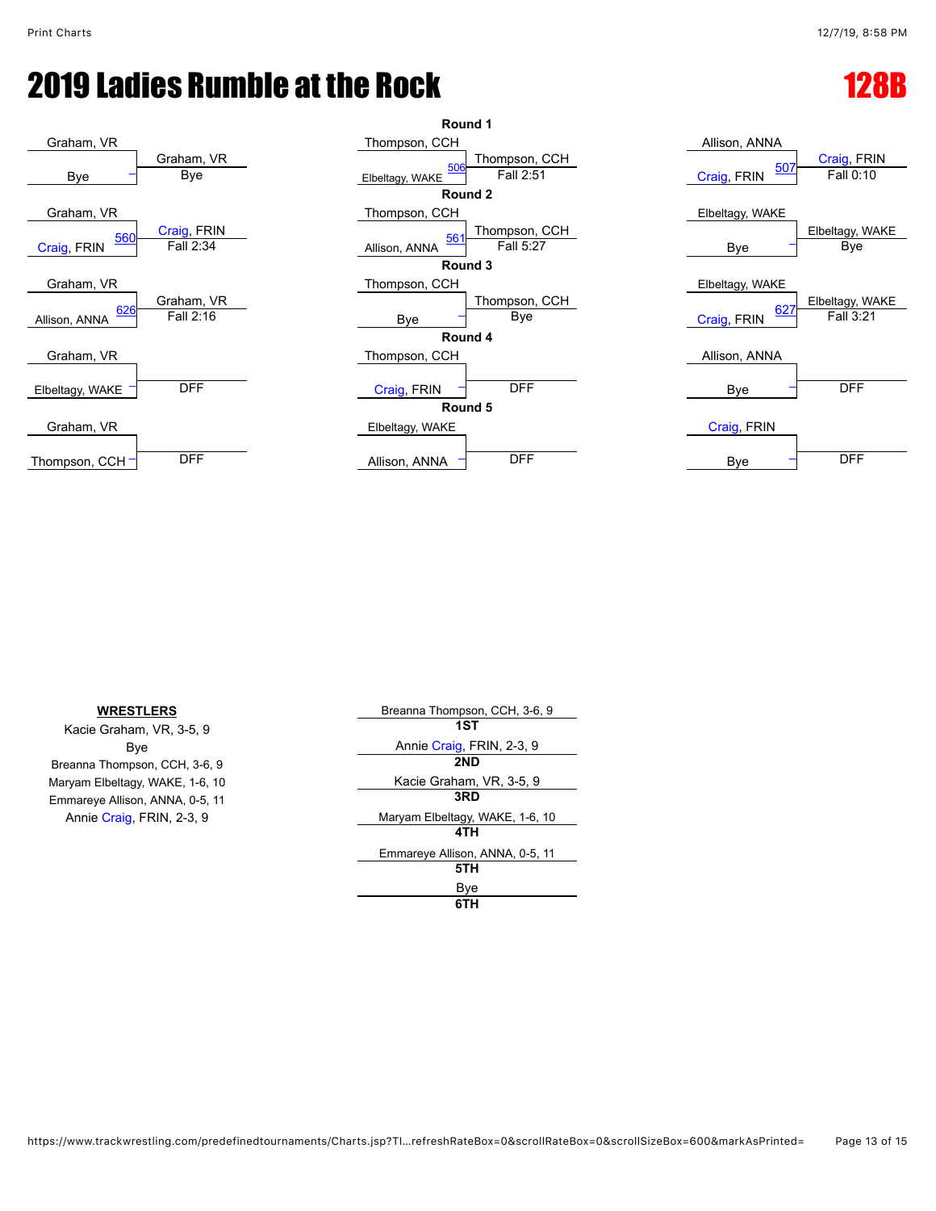# 2019 Ladies Rumble at the Rock

# 128B

| Round | Wrestler 1 | Wrestler 2 | Bout | Winner | Result |
|---|---|---|---|---|---|
| Round 1 | Graham, VR | Bye | | Graham, VR | Bye |
| Round 1 | Thompson, CCH | Elbeltagy, WAKE | 506 | Thompson, CCH | Fall 2:51 |
| Round 1 | Allison, ANNA | Craig, FRIN | 507 | Craig, FRIN | Fall 0:10 |
| Round 2 | Graham, VR | Craig, FRIN | 560 | Craig, FRIN | Fall 2:34 |
| Round 2 | Thompson, CCH | Allison, ANNA | 561 | Thompson, CCH | Fall 5:27 |
| Round 2 | Elbeltagy, WAKE | Bye | | Elbeltagy, WAKE | Bye |
| Round 3 | Graham, VR | Allison, ANNA | 626 | Graham, VR | Fall 2:16 |
| Round 3 | Thompson, CCH | Bye | | Thompson, CCH | Bye |
| Round 3 | Elbeltagy, WAKE | Craig, FRIN | 627 | Elbeltagy, WAKE | Fall 3:21 |
| Round 4 | Graham, VR | Elbeltagy, WAKE | | | DFF |
| Round 4 | Thompson, CCH | Craig, FRIN | | | DFF |
| Round 4 | Allison, ANNA | Bye | | | DFF |
| Round 5 | Graham, VR | Thompson, CCH | | | DFF |
| Round 5 | Elbeltagy, WAKE | Allison, ANNA | | | DFF |
| Round 5 | Craig, FRIN | Bye | | | DFF |

**WRESTLERS**

- Kacie Graham, VR, 3-5, 9
- Bye
- Breanna Thompson, CCH, 3-6, 9
- Maryam Elbeltagy, WAKE, 1-6, 10
- Emmareye Allison, ANNA, 0-5, 11
- Annie Craig, FRIN, 2-3, 9

| Place | Wrestler |
|---|---|
| 1ST | Breanna Thompson, CCH, 3-6, 9 |
| 2ND | Annie Craig, FRIN, 2-3, 9 |
| 3RD | Kacie Graham, VR, 3-5, 9 |
| 4TH | Maryam Elbeltagy, WAKE, 1-6, 10 |
| 5TH | Emmareye Allison, ANNA, 0-5, 11 |
| 6TH | Bye |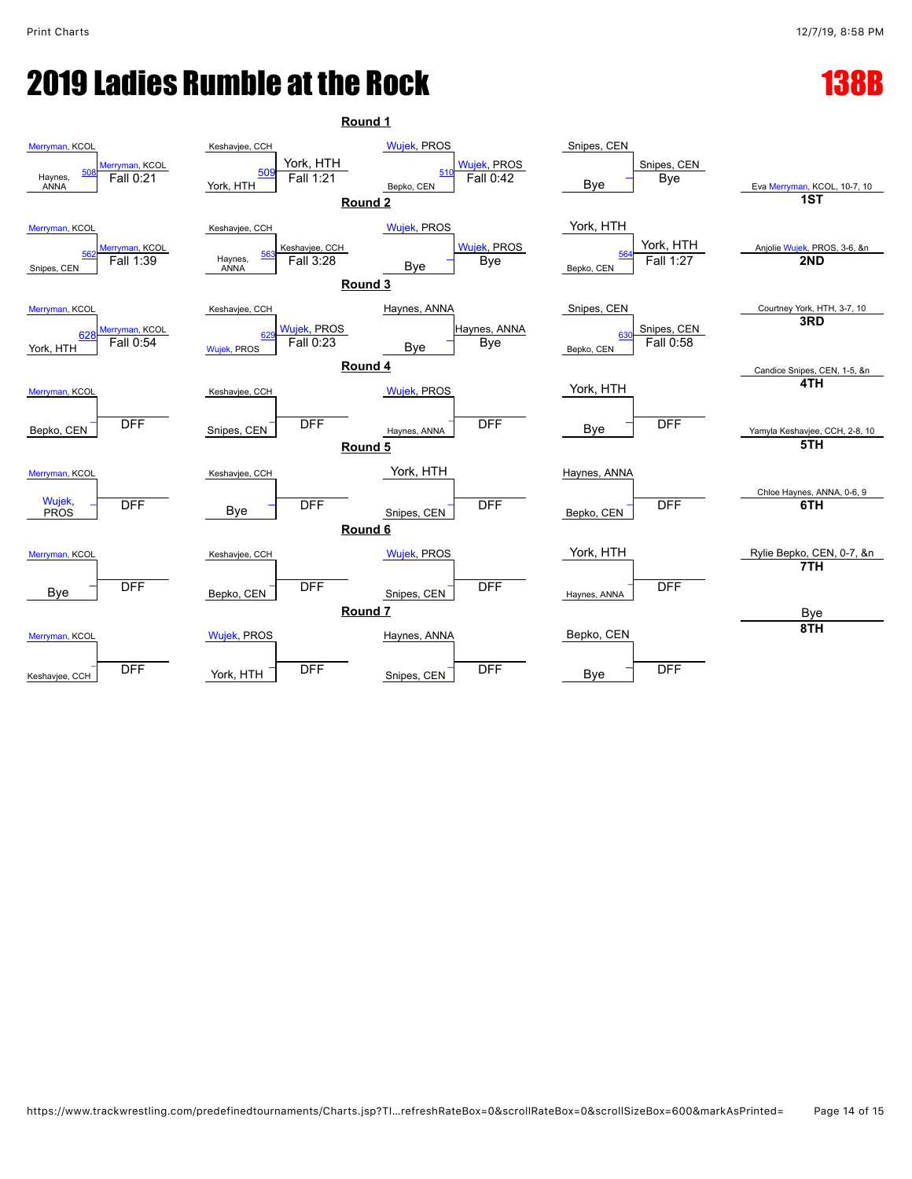# 2019 Ladies Rumble at the Rock

## 138B

### Round 1

| Top | Bottom | Bout | Winner | Result |
|---|---|---|---|---|
| Merryman, KCOL | Haynes, ANNA | 508 | Merryman, KCOL | Fall 0:21 |
| Keshavjee, CCH | York, HTH | 509 | York, HTH | Fall 1:21 |
| Wujek, PROS | Bepko, CEN | 510 | Wujek, PROS | Fall 0:42 |
| Snipes, CEN | Bye | – | Snipes, CEN | Bye |

### Round 2

| Top | Bottom | Bout | Winner | Result |
|---|---|---|---|---|
| Merryman, KCOL | Snipes, CEN | 562 | Merryman, KCOL | Fall 1:39 |
| Keshavjee, CCH | Haynes, ANNA | 563 | Keshavjee, CCH | Fall 3:28 |
| Wujek, PROS | Bye | – | Wujek, PROS | Bye |
| York, HTH | Bepko, CEN | 564 | York, HTH | Fall 1:27 |

### Round 3

| Top | Bottom | Bout | Winner | Result |
|---|---|---|---|---|
| Merryman, KCOL | York, HTH | 628 | Merryman, KCOL | Fall 0:54 |
| Keshavjee, CCH | Wujek, PROS | 629 | Wujek, PROS | Fall 0:23 |
| Haynes, ANNA | Bye | – | Haynes, ANNA | Bye |
| Snipes, CEN | Bepko, CEN | 630 | Snipes, CEN | Fall 0:58 |

### Round 4

| Top | Bottom | Bout | Winner | Result |
|---|---|---|---|---|
| Merryman, KCOL | Bepko, CEN | – | | DFF |
| Keshavjee, CCH | Snipes, CEN | | | DFF |
| Wujek, PROS | Haynes, ANNA | – | | DFF |
| York, HTH | Bye | – | | DFF |

### Round 5

| Top | Bottom | Bout | Winner | Result |
|---|---|---|---|---|
| Merryman, KCOL | Wujek, PROS | – | | DFF |
| Keshavjee, CCH | Bye | – | | DFF |
| York, HTH | Snipes, CEN | – | | DFF |
| Haynes, ANNA | Bepko, CEN | – | | DFF |

### Round 6

| Top | Bottom | Bout | Winner | Result |
|---|---|---|---|---|
| Merryman, KCOL | Bye | – | | DFF |
| Keshavjee, CCH | Bepko, CEN | – | | DFF |
| Wujek, PROS | Snipes, CEN | – | | DFF |
| York, HTH | Haynes, ANNA | – | | DFF |

### Round 7

| Top | Bottom | Bout | Winner | Result |
|---|---|---|---|---|
| Merryman, KCOL | Keshavjee, CCH | | | DFF |
| Wujek, PROS | York, HTH | | | DFF |
| Haynes, ANNA | Snipes, CEN | – | | DFF |
| Bepko, CEN | Bye | – | | DFF |

### Placements

| Place | Wrestler |
|---|---|
| 1ST | Eva Merryman, KCOL, 10-7, 10 |
| 2ND | Anjolie Wujek, PROS, 3-6, &n |
| 3RD | Courtney York, HTH, 3-7, 10 |
| 4TH | Candice Snipes, CEN, 1-5, &n |
| 5TH | Yamyla Keshavjee, CCH, 2-8, 10 |
| 6TH | Chloe Haynes, ANNA, 0-6, 9 |
| 7TH | Rylie Bepko, CEN, 0-7, &n |
| 8TH | Bye |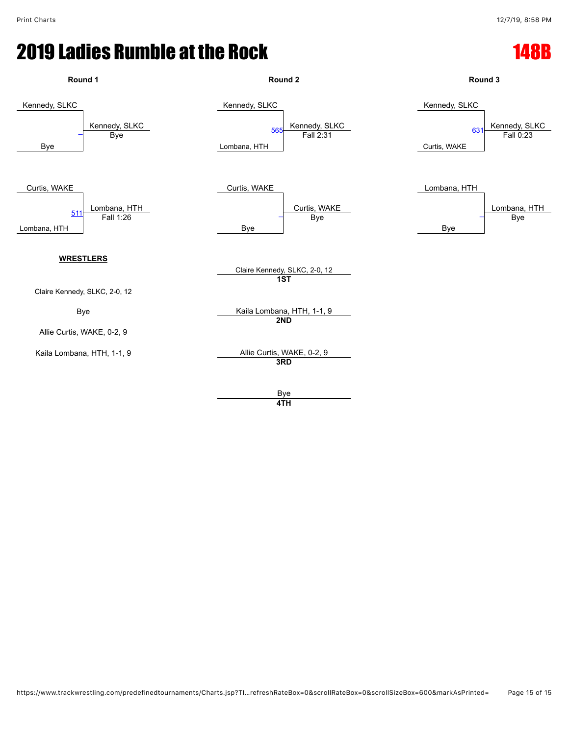# 2019 Ladies Rumble at the Rock

**148B**

### Round 1

Kennedy, SLKC
Bye
– Kennedy, SLKC
Bye

Curtis, WAKE
Lombana, HTH
511 Lombana, HTH
Fall 1:26

### Round 2

Kennedy, SLKC
Lombana, HTH
565 Kennedy, SLKC
Fall 2:31

Curtis, WAKE
Bye
– Curtis, WAKE
Bye

### Round 3

Kennedy, SLKC
Curtis, WAKE
631 Kennedy, SLKC
Fall 0:23

Lombana, HTH
Bye
– Lombana, HTH
Bye

**WRESTLERS**

Claire Kennedy, SLKC, 2-0, 12

Bye

Allie Curtis, WAKE, 0-2, 9

Kaila Lombana, HTH, 1-1, 9

Claire Kennedy, SLKC, 2-0, 12
**1ST**

Kaila Lombana, HTH, 1-1, 9
**2ND**

Allie Curtis, WAKE, 0-2, 9
**3RD**

Bye
**4TH**